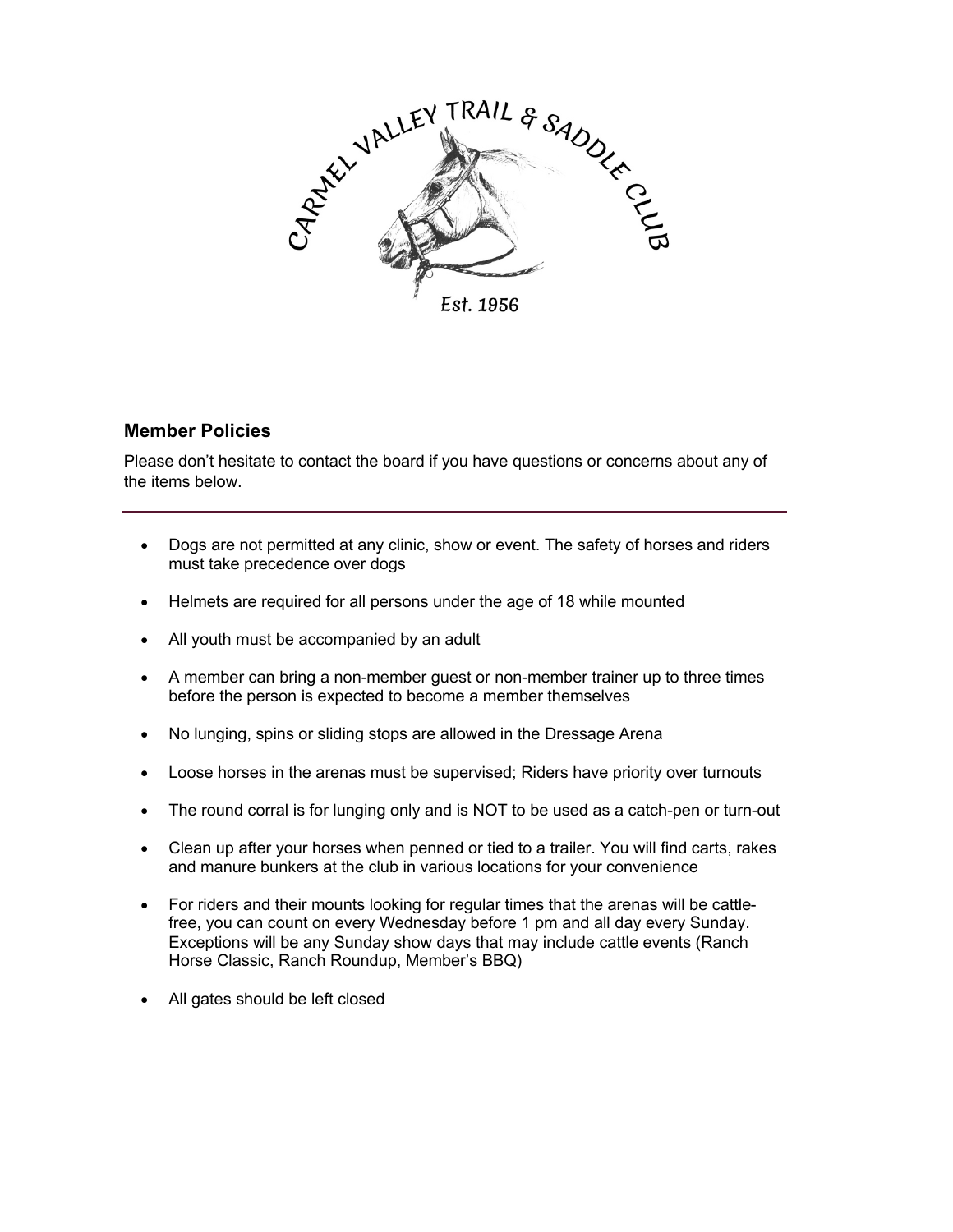CARMEL VALLEY TRAIL & SADDLE CLUB

Est. 1956

## Member Policies

Please don't hesitate to contact the board if you have questions or concerns about any of the items below.

---

- Dogs are not permitted at any clinic, show or event. The safety of horses and riders must take precedence over dogs
- Helmets are required for all persons under the age of 18 while mounted
- All youth must be accompanied by an adult
- A member can bring a non-member guest or non-member trainer up to three times before the person is expected to become a member themselves
- No lunging, spins or sliding stops are allowed in the Dressage Arena
- Loose horses in the arenas must be supervised; Riders have priority over turnouts
- The round corral is for lunging only and is NOT to be used as a catch-pen or turn-out
- Clean up after your horses when penned or tied to a trailer. You will find carts, rakes and manure bunkers at the club in various locations for your convenience
- For riders and their mounts looking for regular times that the arenas will be cattle-free, you can count on every Wednesday before 1 pm and all day every Sunday. Exceptions will be any Sunday show days that may include cattle events (Ranch Horse Classic, Ranch Roundup, Member's BBQ)
- All gates should be left closed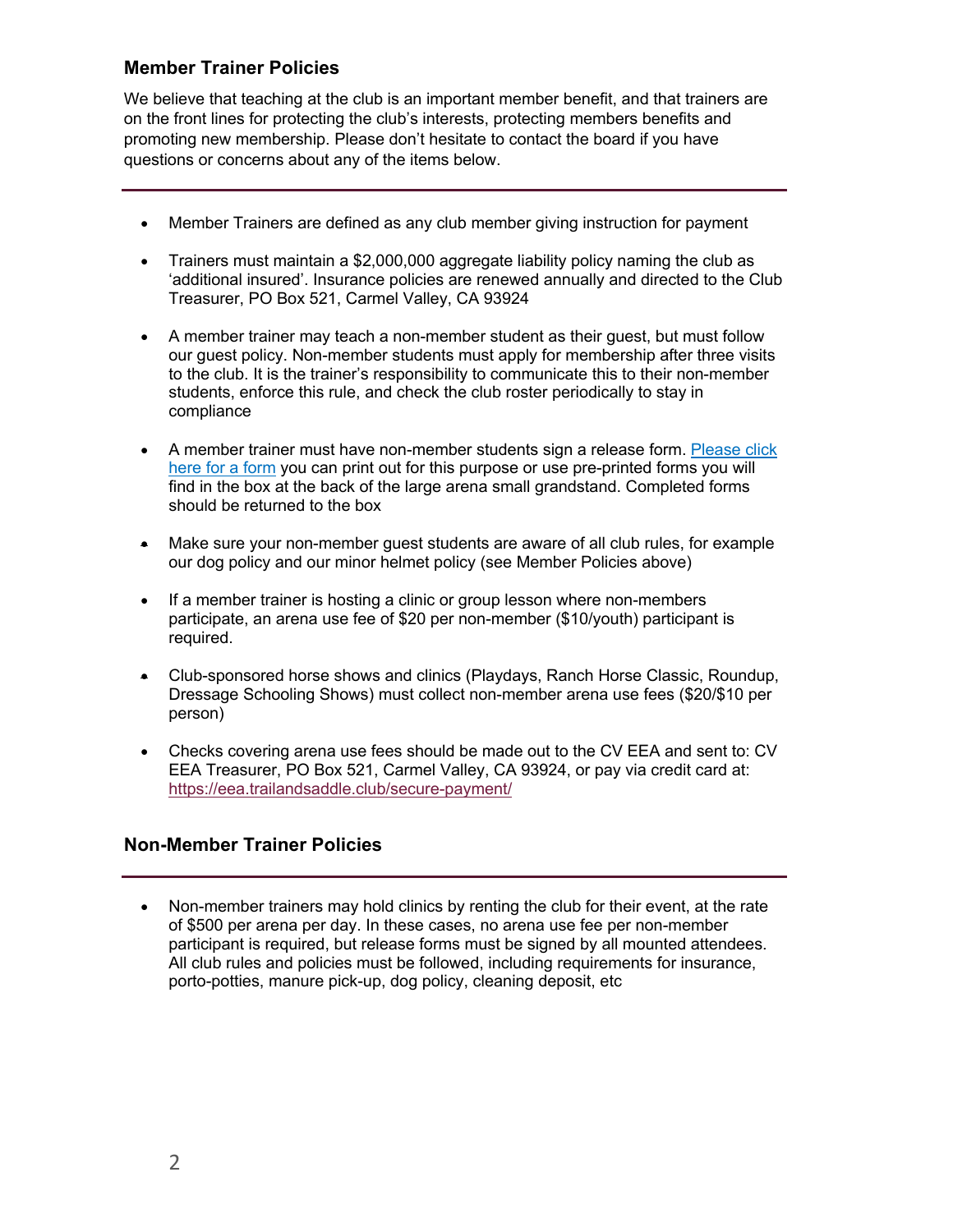## Member Trainer Policies

We believe that teaching at the club is an important member benefit, and that trainers are on the front lines for protecting the club's interests, protecting members benefits and promoting new membership. Please don't hesitate to contact the board if you have questions or concerns about any of the items below.

---

- Member Trainers are defined as any club member giving instruction for payment
- Trainers must maintain a $2,000,000 aggregate liability policy naming the club as 'additional insured'. Insurance policies are renewed annually and directed to the Club Treasurer, PO Box 521, Carmel Valley, CA 93924
- A member trainer may teach a non-member student as their guest, but must follow our guest policy. Non-member students must apply for membership after three visits to the club. It is the trainer's responsibility to communicate this to their non-member students, enforce this rule, and check the club roster periodically to stay in compliance
- A member trainer must have non-member students sign a release form. Please click here for a form you can print out for this purpose or use pre-printed forms you will find in the box at the back of the large arena small grandstand. Completed forms should be returned to the box
- Make sure your non-member guest students are aware of all club rules, for example our dog policy and our minor helmet policy (see Member Policies above)
- If a member trainer is hosting a clinic or group lesson where non-members participate, an arena use fee of $20 per non-member ($10/youth) participant is required.
- Club-sponsored horse shows and clinics (Playdays, Ranch Horse Classic, Roundup, Dressage Schooling Shows) must collect non-member arena use fees ($20/$10 per person)
- Checks covering arena use fees should be made out to the CV EEA and sent to: CV EEA Treasurer, PO Box 521, Carmel Valley, CA 93924, or pay via credit card at: https://eea.trailandsaddle.club/secure-payment/

## Non-Member Trainer Policies

---

- Non-member trainers may hold clinics by renting the club for their event, at the rate of $500 per arena per day. In these cases, no arena use fee per non-member participant is required, but release forms must be signed by all mounted attendees. All club rules and policies must be followed, including requirements for insurance, porto-potties, manure pick-up, dog policy, cleaning deposit, etc